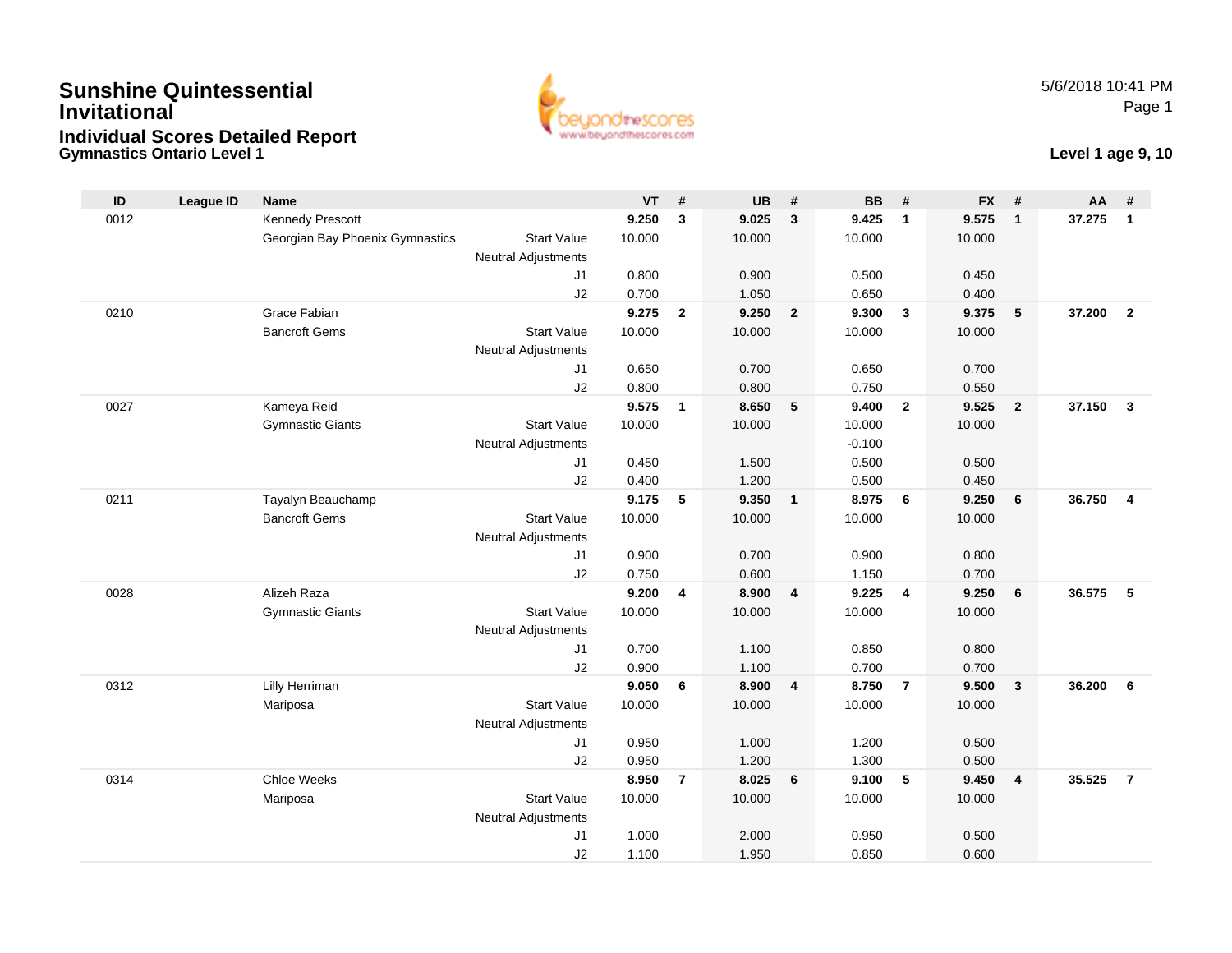# Sunshine Quintessential Invitational

## Individual Scores Detailed Report

### Gymnastics Ontario Level 1

5/6/2018 10:41 PM

**Level 1 age 9, 10**

| ID | League ID | Name | | VT | # | UB | # | BB | # | FX | # | AA | # |
|---|---|---|---|---|---|---|---|---|---|---|---|---|---|
| 0012 | | Kennedy Prescott | | **9.250** | **3** | **9.025** | **3** | **9.425** | **1** | **9.575** | **1** | **37.275** | **1** |
| | | Georgian Bay Phoenix Gymnastics | Start Value | 10.000 | | 10.000 | | 10.000 | | 10.000 | | | |
| | | | Neutral Adjustments | | | | | | | | | | |
| | | | J1 | 0.800 | | 0.900 | | 0.500 | | 0.450 | | | |
| | | | J2 | 0.700 | | 1.050 | | 0.650 | | 0.400 | | | |
| 0210 | | Grace Fabian | | **9.275** | **2** | **9.250** | **2** | **9.300** | **3** | **9.375** | **5** | **37.200** | **2** |
| | | Bancroft Gems | Start Value | 10.000 | | 10.000 | | 10.000 | | 10.000 | | | |
| | | | Neutral Adjustments | | | | | | | | | | |
| | | | J1 | 0.650 | | 0.700 | | 0.650 | | 0.700 | | | |
| | | | J2 | 0.800 | | 0.800 | | 0.750 | | 0.550 | | | |
| 0027 | | Kameya Reid | | **9.575** | **1** | **8.650** | **5** | **9.400** | **2** | **9.525** | **2** | **37.150** | **3** |
| | | Gymnastic Giants | Start Value | 10.000 | | 10.000 | | 10.000 | | 10.000 | | | |
| | | | Neutral Adjustments | | | | | -0.100 | | | | | |
| | | | J1 | 0.450 | | 1.500 | | 0.500 | | 0.500 | | | |
| | | | J2 | 0.400 | | 1.200 | | 0.500 | | 0.450 | | | |
| 0211 | | Tayalyn Beauchamp | | **9.175** | **5** | **9.350** | **1** | **8.975** | **6** | **9.250** | **6** | **36.750** | **4** |
| | | Bancroft Gems | Start Value | 10.000 | | 10.000 | | 10.000 | | 10.000 | | | |
| | | | Neutral Adjustments | | | | | | | | | | |
| | | | J1 | 0.900 | | 0.700 | | 0.900 | | 0.800 | | | |
| | | | J2 | 0.750 | | 0.600 | | 1.150 | | 0.700 | | | |
| 0028 | | Alizeh Raza | | **9.200** | **4** | **8.900** | **4** | **9.225** | **4** | **9.250** | **6** | **36.575** | **5** |
| | | Gymnastic Giants | Start Value | 10.000 | | 10.000 | | 10.000 | | 10.000 | | | |
| | | | Neutral Adjustments | | | | | | | | | | |
| | | | J1 | 0.700 | | 1.100 | | 0.850 | | 0.800 | | | |
| | | | J2 | 0.900 | | 1.100 | | 0.700 | | 0.700 | | | |
| 0312 | | Lilly Herriman | | **9.050** | **6** | **8.900** | **4** | **8.750** | **7** | **9.500** | **3** | **36.200** | **6** |
| | | Mariposa | Start Value | 10.000 | | 10.000 | | 10.000 | | 10.000 | | | |
| | | | Neutral Adjustments | | | | | | | | | | |
| | | | J1 | 0.950 | | 1.000 | | 1.200 | | 0.500 | | | |
| | | | J2 | 0.950 | | 1.200 | | 1.300 | | 0.500 | | | |
| 0314 | | Chloe Weeks | | **8.950** | **7** | **8.025** | **6** | **9.100** | **5** | **9.450** | **4** | **35.525** | **7** |
| | | Mariposa | Start Value | 10.000 | | 10.000 | | 10.000 | | 10.000 | | | |
| | | | Neutral Adjustments | | | | | | | | | | |
| | | | J1 | 1.000 | | 2.000 | | 0.950 | | 0.500 | | | |
| | | | J2 | 1.100 | | 1.950 | | 0.850 | | 0.600 | | | |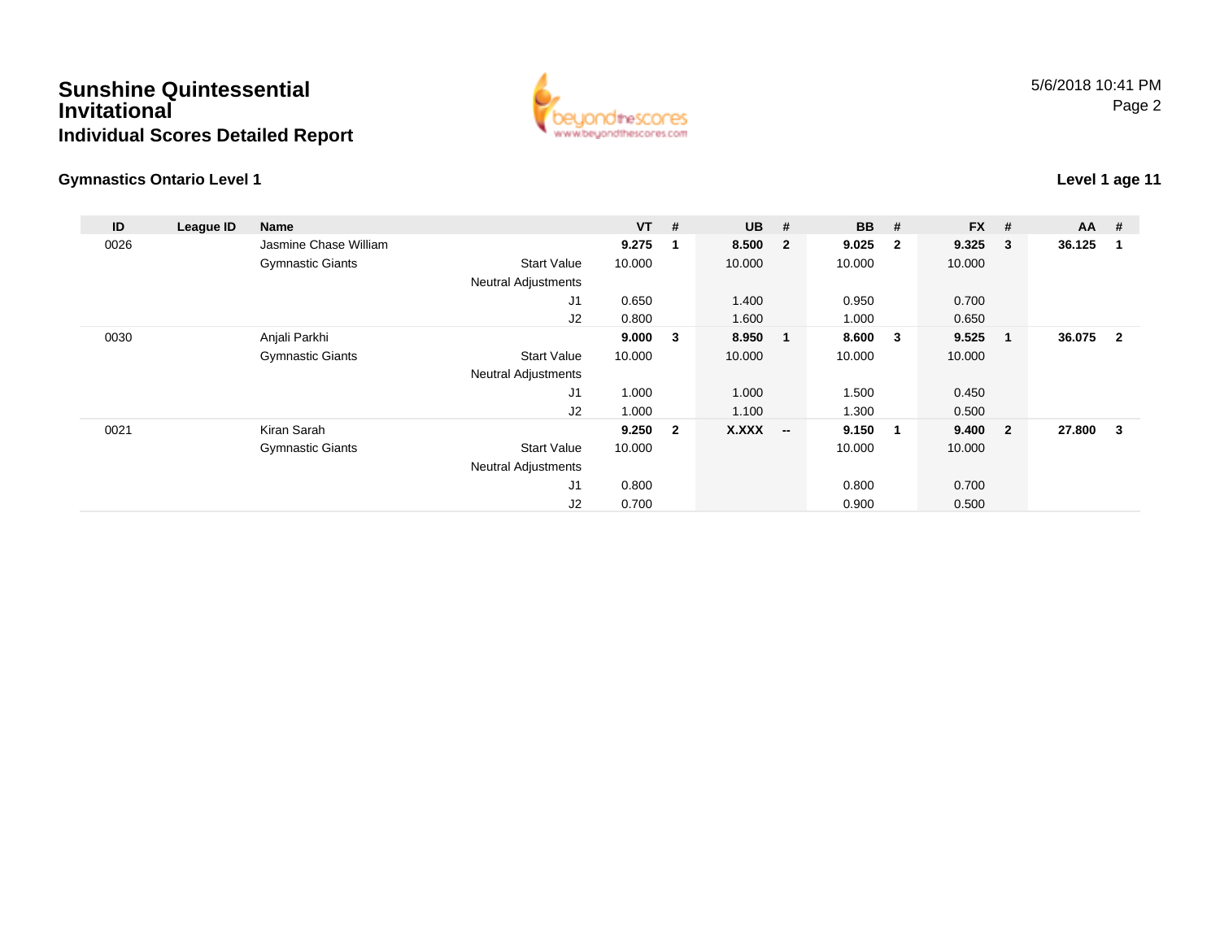# Sunshine Quintessential Invitational

## Individual Scores Detailed Report

### Gymnastics Ontario Level 1

### Level 1 age 11

| ID | League ID | Name | | VT | # | UB | # | BB | # | FX | # | AA | # |
|---|---|---|---|---|---|---|---|---|---|---|---|---|---|
| 0026 | | Jasmine Chase William | | **9.275** | **1** | **8.500** | **2** | **9.025** | **2** | **9.325** | **3** | **36.125** | **1** |
| | | Gymnastic Giants | Start Value | 10.000 | | 10.000 | | 10.000 | | 10.000 | | | |
| | | | Neutral Adjustments | | | | | | | | | | |
| | | | J1 | 0.650 | | 1.400 | | 0.950 | | 0.700 | | | |
| | | | J2 | 0.800 | | 1.600 | | 1.000 | | 0.650 | | | |
| 0030 | | Anjali Parkhi | | **9.000** | **3** | **8.950** | **1** | **8.600** | **3** | **9.525** | **1** | **36.075** | **2** |
| | | Gymnastic Giants | Start Value | 10.000 | | 10.000 | | 10.000 | | 10.000 | | | |
| | | | Neutral Adjustments | | | | | | | | | | |
| | | | J1 | 1.000 | | 1.000 | | 1.500 | | 0.450 | | | |
| | | | J2 | 1.000 | | 1.100 | | 1.300 | | 0.500 | | | |
| 0021 | | Kiran Sarah | | **9.250** | **2** | **X.XXX** | **--** | **9.150** | **1** | **9.400** | **2** | **27.800** | **3** |
| | | Gymnastic Giants | Start Value | 10.000 | | | | 10.000 | | 10.000 | | | |
| | | | Neutral Adjustments | | | | | | | | | | |
| | | | J1 | 0.800 | | | | 0.800 | | 0.700 | | | |
| | | | J2 | 0.700 | | | | 0.900 | | 0.500 | | | |